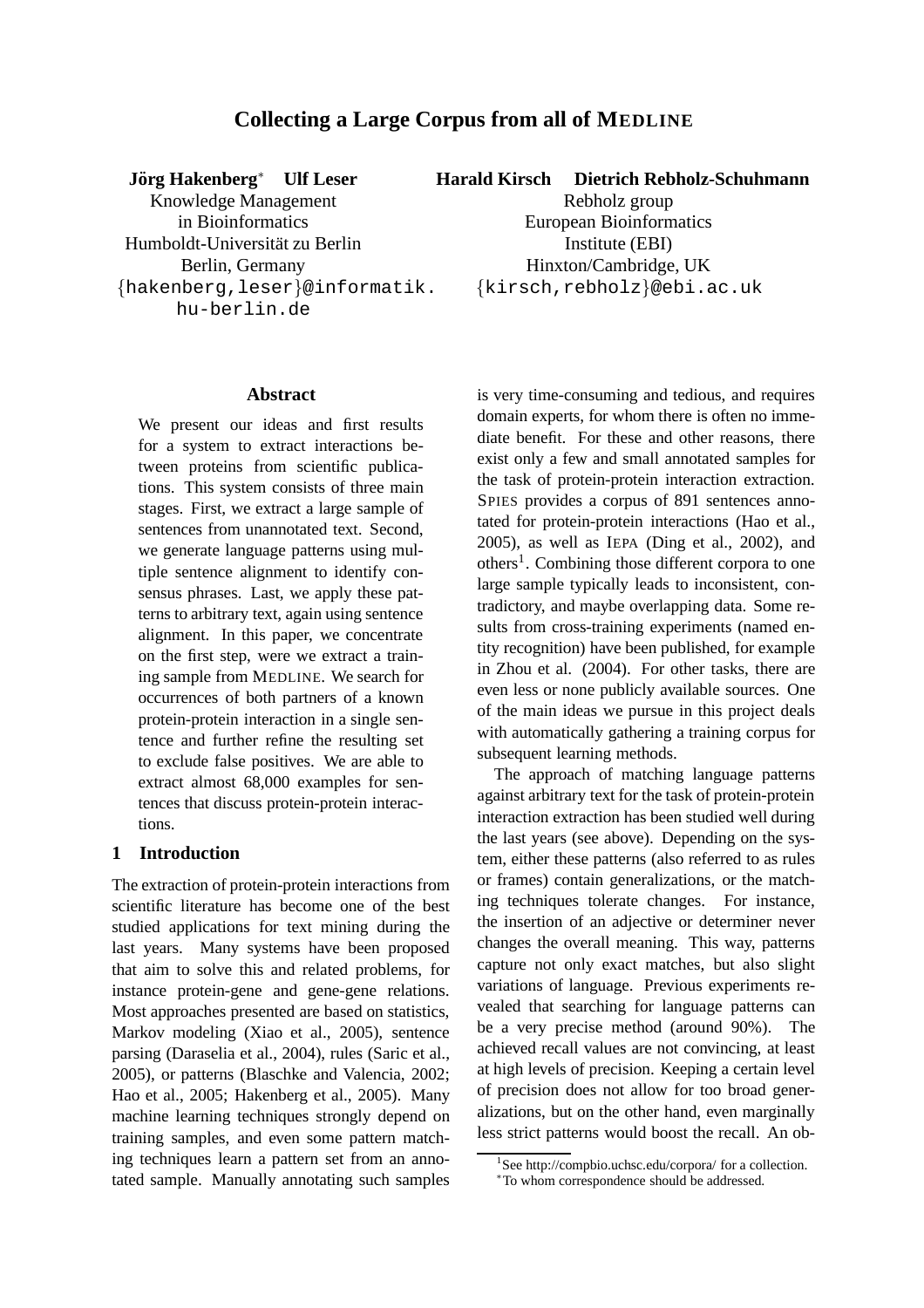# Collecting a Large Corpus from all of MEDLINE

**Jörg Hakenberg*** **Ulf Leser**
Knowledge Management in Bioinformatics
Humboldt-Universität zu Berlin
Berlin, Germany
{hakenberg,leser}@informatik.hu-berlin.de

**Harald Kirsch** **Dietrich Rebholz-Schuhmann**
Rebholz group
European Bioinformatics Institute (EBI)
Hinxton/Cambridge, UK
{kirsch,rebholz}@ebi.ac.uk

## Abstract

We present our ideas and first results for a system to extract interactions between proteins from scientific publications. This system consists of three main stages. First, we extract a large sample of sentences from unannotated text. Second, we generate language patterns using multiple sentence alignment to identify consensus phrases. Last, we apply these patterns to arbitrary text, again using sentence alignment. In this paper, we concentrate on the first step, were we extract a training sample from MEDLINE. We search for occurrences of both partners of a known protein-protein interaction in a single sentence and further refine the resulting set to exclude false positives. We are able to extract almost 68,000 examples for sentences that discuss protein-protein interactions.

## 1 Introduction

The extraction of protein-protein interactions from scientific literature has become one of the best studied applications for text mining during the last years. Many systems have been proposed that aim to solve this and related problems, for instance protein-gene and gene-gene relations. Most approaches presented are based on statistics, Markov modeling (Xiao et al., 2005), sentence parsing (Daraselia et al., 2004), rules (Saric et al., 2005), or patterns (Blaschke and Valencia, 2002; Hao et al., 2005; Hakenberg et al., 2005). Many machine learning techniques strongly depend on training samples, and even some pattern matching techniques learn a pattern set from an annotated sample. Manually annotating such samples is very time-consuming and tedious, and requires domain experts, for whom there is often no immediate benefit. For these and other reasons, there exist only a few and small annotated samples for the task of protein-protein interaction extraction. SPIES provides a corpus of 891 sentences annotated for protein-protein interactions (Hao et al., 2005), as well as IEPA (Ding et al., 2002), and others[1]. Combining those different corpora to one large sample typically leads to inconsistent, contradictory, and maybe overlapping data. Some results from cross-training experiments (named entity recognition) have been published, for example in Zhou et al. (2004). For other tasks, there are even less or none publicly available sources. One of the main ideas we pursue in this project deals with automatically gathering a training corpus for subsequent learning methods.

The approach of matching language patterns against arbitrary text for the task of protein-protein interaction extraction has been studied well during the last years (see above). Depending on the system, either these patterns (also referred to as rules or frames) contain generalizations, or the matching techniques tolerate changes. For instance, the insertion of an adjective or determiner never changes the overall meaning. This way, patterns capture not only exact matches, but also slight variations of language. Previous experiments revealed that searching for language patterns can be a very precise method (around 90%). The achieved recall values are not convincing, at least at high levels of precision. Keeping a certain level of precision does not allow for too broad generalizations, but on the other hand, even marginally less strict patterns would boost the recall. An ob-

[1] See http://compbio.uchsc.edu/corpora/ for a collection.

* To whom correspondence should be addressed.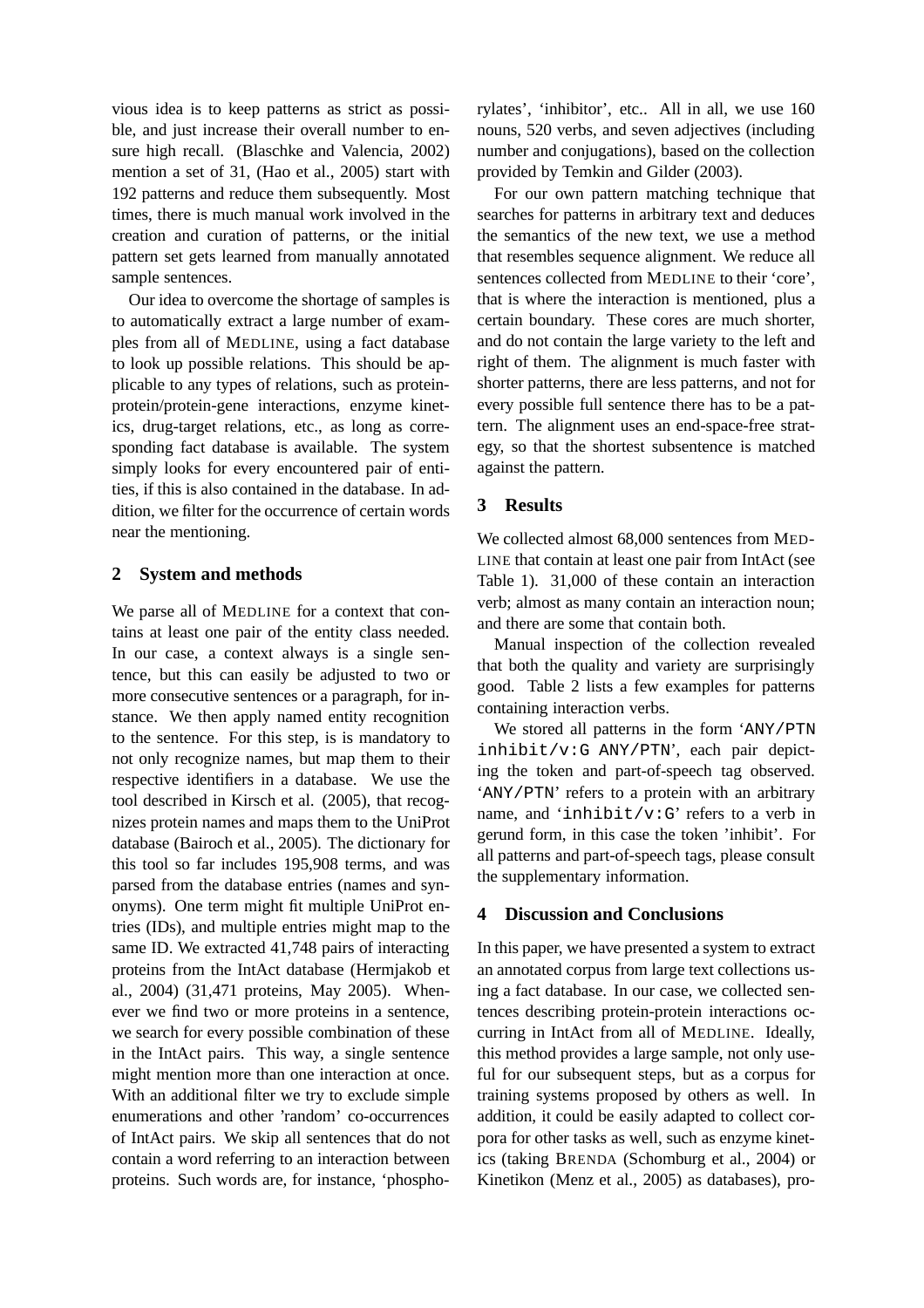vious idea is to keep patterns as strict as possible, and just increase their overall number to ensure high recall. (Blaschke and Valencia, 2002) mention a set of 31, (Hao et al., 2005) start with 192 patterns and reduce them subsequently. Most times, there is much manual work involved in the creation and curation of patterns, or the initial pattern set gets learned from manually annotated sample sentences.

Our idea to overcome the shortage of samples is to automatically extract a large number of examples from all of MEDLINE, using a fact database to look up possible relations. This should be applicable to any types of relations, such as protein-protein/protein-gene interactions, enzyme kinetics, drug-target relations, etc., as long as corresponding fact database is available. The system simply looks for every encountered pair of entities, if this is also contained in the database. In addition, we filter for the occurrence of certain words near the mentioning.

## 2 System and methods

We parse all of MEDLINE for a context that contains at least one pair of the entity class needed. In our case, a context always is a single sentence, but this can easily be adjusted to two or more consecutive sentences or a paragraph, for instance. We then apply named entity recognition to the sentence. For this step, is is mandatory to not only recognize names, but map them to their respective identifiers in a database. We use the tool described in Kirsch et al. (2005), that recognizes protein names and maps them to the UniProt database (Bairoch et al., 2005). The dictionary for this tool so far includes 195,908 terms, and was parsed from the database entries (names and synonyms). One term might fit multiple UniProt entries (IDs), and multiple entries might map to the same ID. We extracted 41,748 pairs of interacting proteins from the IntAct database (Hermjakob et al., 2004) (31,471 proteins, May 2005). Whenever we find two or more proteins in a sentence, we search for every possible combination of these in the IntAct pairs. This way, a single sentence might mention more than one interaction at once. With an additional filter we try to exclude simple enumerations and other 'random' co-occurrences of IntAct pairs. We skip all sentences that do not contain a word referring to an interaction between proteins. Such words are, for instance, 'phosphorylates', 'inhibitor', etc.. All in all, we use 160 nouns, 520 verbs, and seven adjectives (including number and conjugations), based on the collection provided by Temkin and Gilder (2003).

For our own pattern matching technique that searches for patterns in arbitrary text and deduces the semantics of the new text, we use a method that resembles sequence alignment. We reduce all sentences collected from MEDLINE to their 'core', that is where the interaction is mentioned, plus a certain boundary. These cores are much shorter, and do not contain the large variety to the left and right of them. The alignment is much faster with shorter patterns, there are less patterns, and not for every possible full sentence there has to be a pattern. The alignment uses an end-space-free strategy, so that the shortest subsentence is matched against the pattern.

## 3 Results

We collected almost 68,000 sentences from MEDLINE that contain at least one pair from IntAct (see Table 1). 31,000 of these contain an interaction verb; almost as many contain an interaction noun; and there are some that contain both.

Manual inspection of the collection revealed that both the quality and variety are surprisingly good. Table 2 lists a few examples for patterns containing interaction verbs.

We stored all patterns in the form '`ANY/PTN inhibit/v:G ANY/PTN`', each pair depicting the token and part-of-speech tag observed. '`ANY/PTN`' refers to a protein with an arbitrary name, and '`inhibit/v:G`' refers to a verb in gerund form, in this case the token 'inhibit'. For all patterns and part-of-speech tags, please consult the supplementary information.

## 4 Discussion and Conclusions

In this paper, we have presented a system to extract an annotated corpus from large text collections using a fact database. In our case, we collected sentences describing protein-protein interactions occurring in IntAct from all of MEDLINE. Ideally, this method provides a large sample, not only useful for our subsequent steps, but as a corpus for training systems proposed by others as well. In addition, it could be easily adapted to collect corpora for other tasks as well, such as enzyme kinetics (taking BRENDA (Schomburg et al., 2004) or Kinetikon (Menz et al., 2005) as databases), pro-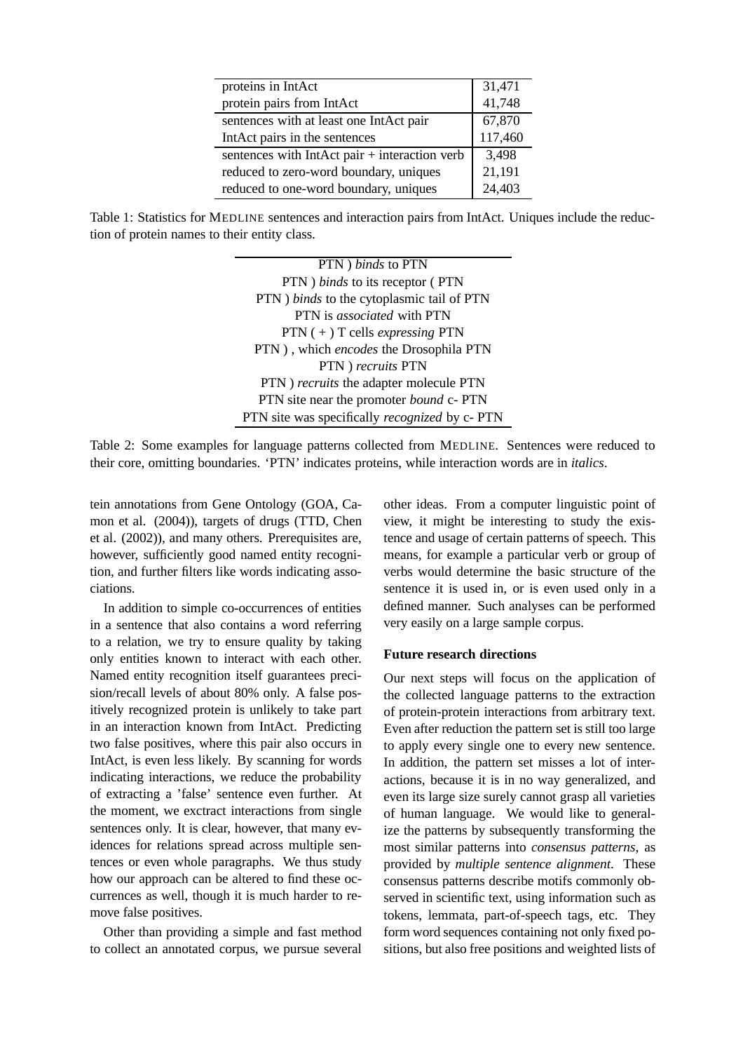| | |
|---|---|
| proteins in IntAct | 31,471 |
| protein pairs from IntAct | 41,748 |
| sentences with at least one IntAct pair | 67,870 |
| IntAct pairs in the sentences | 117,460 |
| sentences with IntAct pair + interaction verb | 3,498 |
| reduced to zero-word boundary, uniques | 21,191 |
| reduced to one-word boundary, uniques | 24,403 |

Table 1: Statistics for MEDLINE sentences and interaction pairs from IntAct. Uniques include the reduction of protein names to their entity class.

| |
|---|
| PTN ) *binds* to PTN |
| PTN ) *binds* to its receptor ( PTN |
| PTN ) *binds* to the cytoplasmic tail of PTN |
| PTN is *associated* with PTN |
| PTN ( + ) T cells *expressing* PTN |
| PTN ) , which *encodes* the Drosophila PTN |
| PTN ) *recruits* PTN |
| PTN ) *recruits* the adapter molecule PTN |
| PTN site near the promoter *bound* c- PTN |
| PTN site was specifically *recognized* by c- PTN |

Table 2: Some examples for language patterns collected from MEDLINE. Sentences were reduced to their core, omitting boundaries. 'PTN' indicates proteins, while interaction words are in *italics*.

tein annotations from Gene Ontology (GOA, Camon et al. (2004)), targets of drugs (TTD, Chen et al. (2002)), and many others. Prerequisites are, however, sufficiently good named entity recognition, and further filters like words indicating associations.

In addition to simple co-occurrences of entities in a sentence that also contains a word referring to a relation, we try to ensure quality by taking only entities known to interact with each other. Named entity recognition itself guarantees precision/recall levels of about 80% only. A false positively recognized protein is unlikely to take part in an interaction known from IntAct. Predicting two false positives, where this pair also occurs in IntAct, is even less likely. By scanning for words indicating interactions, we reduce the probability of extracting a 'false' sentence even further. At the moment, we exctract interactions from single sentences only. It is clear, however, that many evidences for relations spread across multiple sentences or even whole paragraphs. We thus study how our approach can be altered to find these occurrences as well, though it is much harder to remove false positives.

Other than providing a simple and fast method to collect an annotated corpus, we pursue several other ideas. From a computer linguistic point of view, it might be interesting to study the existence and usage of certain patterns of speech. This means, for example a particular verb or group of verbs would determine the basic structure of the sentence it is used in, or is even used only in a defined manner. Such analyses can be performed very easily on a large sample corpus.

**Future research directions**

Our next steps will focus on the application of the collected language patterns to the extraction of protein-protein interactions from arbitrary text. Even after reduction the pattern set is still too large to apply every single one to every new sentence. In addition, the pattern set misses a lot of interactions, because it is in no way generalized, and even its large size surely cannot grasp all varieties of human language. We would like to generalize the patterns by subsequently transforming the most similar patterns into *consensus patterns*, as provided by *multiple sentence alignment*. These consensus patterns describe motifs commonly observed in scientific text, using information such as tokens, lemmata, part-of-speech tags, etc. They form word sequences containing not only fixed positions, but also free positions and weighted lists of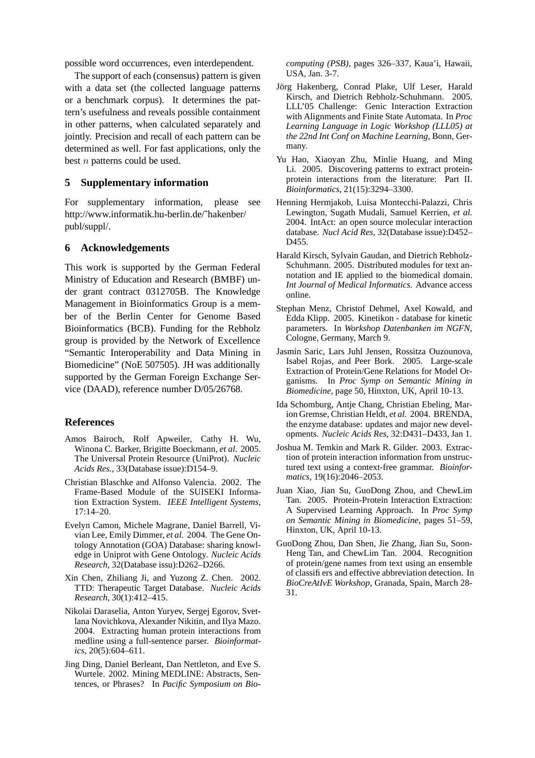possible word occurrences, even interdependent.

The support of each (consensus) pattern is given with a data set (the collected language patterns or a benchmark corpus). It determines the pattern's usefulness and reveals possible containment in other patterns, when calculated separately and jointly. Precision and recall of each pattern can be determined as well. For fast applications, only the best $n$ patterns could be used.

## 5 Supplementary information

For supplementary information, please see http://www.informatik.hu-berlin.de/˜hakenber/publ/suppl/.

## 6 Acknowledgements

This work is supported by the German Federal Ministry of Education and Research (BMBF) under grant contract 0312705B. The Knowledge Management in Bioinformatics Group is a member of the Berlin Center for Genome Based Bioinformatics (BCB). Funding for the Rebholz group is provided by the Network of Excellence "Semantic Interoperability and Data Mining in Biomedicine" (NoE 507505). JH was additionally supported by the German Foreign Exchange Service (DAAD), reference number D/05/26768.

## References

Amos Bairoch, Rolf Apweiler, Cathy H. Wu, Winona C. Barker, Brigitte Boeckmann, *et al.* 2005. The Universal Protein Resource (UniProt). *Nucleic Acids Res.*, 33(Database issue):D154–9.

Christian Blaschke and Alfonso Valencia. 2002. The Frame-Based Module of the SUISEKI Information Extraction System. *IEEE Intelligent Systems*, 17:14–20.

Evelyn Camon, Michele Magrane, Daniel Barrell, Vivian Lee, Emily Dimmer, *et al.* 2004. The Gene Ontology Annotation (GOA) Database: sharing knowledge in Uniprot with Gene Ontology. *Nucleic Acids Research*, 32(Database issu):D262–D266.

Xin Chen, Zhiliang Ji, and Yuzong Z. Chen. 2002. TTD: Therapeutic Target Database. *Nucleic Acids Research*, 30(1):412–415.

Nikolai Daraselia, Anton Yuryev, Sergej Egorov, Svetlana Novichkova, Alexander Nikitin, and Ilya Mazo. 2004. Extracting human protein interactions from medline using a full-sentence parser. *Bioinformatics*, 20(5):604–611.

Jing Ding, Daniel Berleant, Dan Nettleton, and Eve S. Wurtele. 2002. Mining MEDLINE: Abstracts, Sentences, or Phrases? In *Pacific Symposium on Biocomputing (PSB)*, pages 326–337, Kaua'i, Hawaii, USA, Jan. 3-7.

Jörg Hakenberg, Conrad Plake, Ulf Leser, Harald Kirsch, and Dietrich Rebholz-Schuhmann. 2005. LLL'05 Challenge: Genic Interaction Extraction with Alignments and Finite State Automata. In *Proc Learning Language in Logic Workshop (LLL05) at the 22nd Int Conf on Machine Learning*, Bonn, Germany.

Yu Hao, Xiaoyan Zhu, Minlie Huang, and Ming Li. 2005. Discovering patterns to extract protein-protein interactions from the literature: Part II. *Bioinformatics*, 21(15):3294–3300.

Henning Hermjakob, Luisa Montecchi-Palazzi, Chris Lewington, Sugath Mudali, Samuel Kerrien, *et al.* 2004. IntAct: an open source molecular interaction database. *Nucl Acid Res*, 32(Database issue):D452–D455.

Harald Kirsch, Sylvain Gaudan, and Dietrich Rebholz-Schuhmann. 2005. Distributed modules for text annotation and IE applied to the biomedical domain. *Int Journal of Medical Informatics*. Advance access online.

Stephan Menz, Christof Dehmel, Axel Kowald, and Edda Klipp. 2005. Kinetikon - database for kinetic parameters. In *Workshop Datenbanken im NGFN*, Cologne, Germany, March 9.

Jasmin Saric, Lars Juhl Jensen, Rossitza Ouzounova, Isabel Rojas, and Peer Bork. 2005. Large-scale Extraction of Protein/Gene Relations for Model Organisms. In *Proc Symp on Semantic Mining in Biomedicine*, page 50, Hinxton, UK, April 10-13.

Ida Schomburg, Antje Chang, Christian Ebeling, Marion Gremse, Christian Heldt, *et al.* 2004. BRENDA, the enzyme database: updates and major new developments. *Nucleic Acids Res*, 32:D431–D433, Jan 1.

Joshua M. Temkin and Mark R. Gilder. 2003. Extraction of protein interaction information from unstructured text using a context-free grammar. *Bioinformatics*, 19(16):2046–2053.

Juan Xiao, Jian Su, GuoDong Zhou, and ChewLim Tan. 2005. Protein-Protein Interaction Extraction: A Supervised Learning Approach. In *Proc Symp on Semantic Mining in Biomedicine*, pages 51–59, Hinxton, UK, April 10-13.

GuoDong Zhou, Dan Shen, Jie Zhang, Jian Su, Soon-Heng Tan, and ChewLim Tan. 2004. Recognition of protein/gene names from text using an ensemble of classifiers and effective abbreviation detection. In *BioCreAtIvE Workshop*, Granada, Spain, March 28-31.